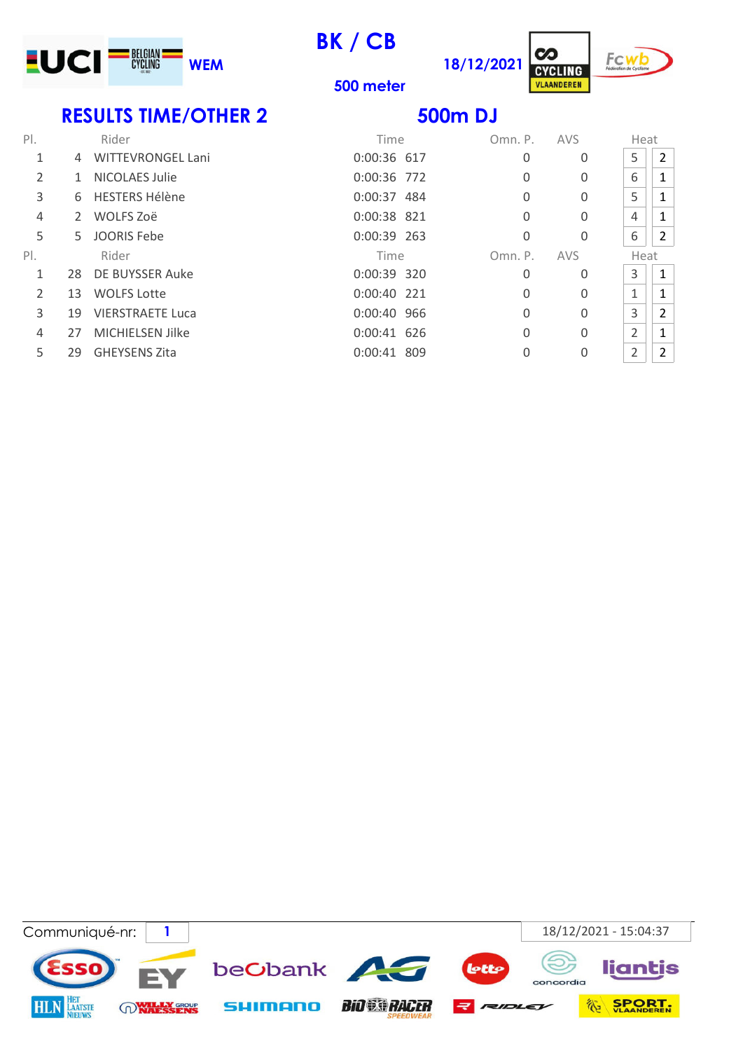UCI BELGIAN CYCLING **WEM**

# BK / CB

**500 meter**

**18/12/2021**

CYCLING VLAANDEREN

FCWB Fédération de Cyclisme

## RESULTS TIME/OTHER 2

## 500m DJ

| Pl. | | Rider | Time | | Omn. P. | AVS | Heat | |
|---|---|---|---|---|---|---|---|---|
| 1 | 4 | WITTEVRONGEL Lani | 0:00:36 | 617 | 0 | 0 | 5 | 2 |
| 2 | 1 | NICOLAES Julie | 0:00:36 | 772 | 0 | 0 | 6 | 1 |
| 3 | 6 | HESTERS Hélène | 0:00:37 | 484 | 0 | 0 | 5 | 1 |
| 4 | 2 | WOLFS Zoë | 0:00:38 | 821 | 0 | 0 | 4 | 1 |
| 5 | 5 | JOORIS Febe | 0:00:39 | 263 | 0 | 0 | 6 | 2 |

| Pl. | | Rider | Time | | Omn. P. | AVS | Heat | |
|---|---|---|---|---|---|---|---|---|
| 1 | 28 | DE BUYSSER Auke | 0:00:39 | 320 | 0 | 0 | 3 | 1 |
| 2 | 13 | WOLFS Lotte | 0:00:40 | 221 | 0 | 0 | 1 | 1 |
| 3 | 19 | VIERSTRAETE Luca | 0:00:40 | 966 | 0 | 0 | 3 | 2 |
| 4 | 27 | MICHIELSEN Jilke | 0:00:41 | 626 | 0 | 0 | 2 | 1 |
| 5 | 29 | GHEYSENS Zita | 0:00:41 | 809 | 0 | 0 | 2 | 2 |

Communiqué-nr: 1

18/12/2021 - 15:04:37

Esso EY beobank AG Lotto concordia liantis HLN Het Laatste Nieuws Willy Naessens Group SHIMANO Bio Racer Speedwear Ridley Sport Vlaanderen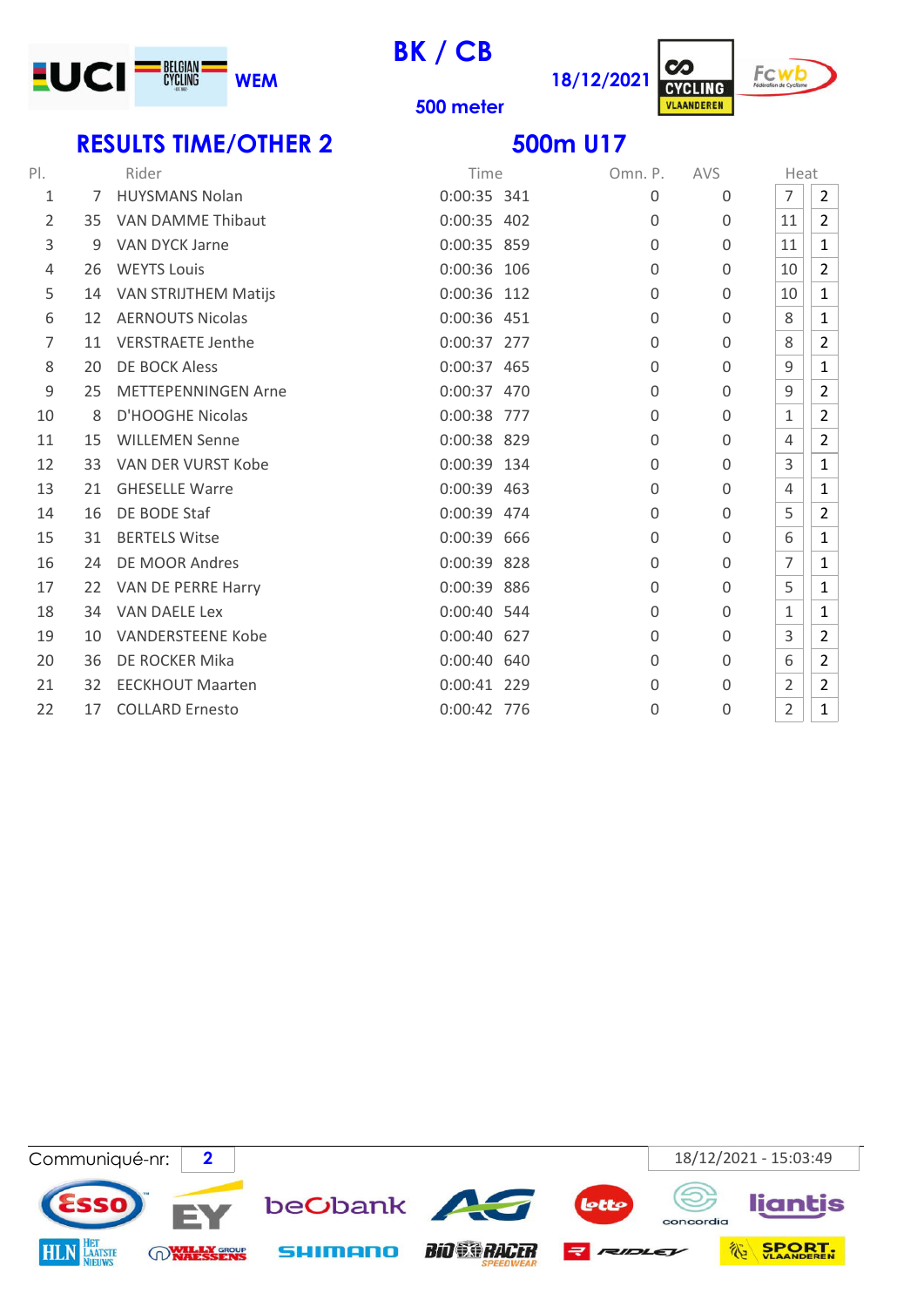UCI BELGIAN CYCLING WEM

# BK / CB

500 meter

18/12/2021

CYCLING VLAANDEREN

FCWB

## RESULTS TIME/OTHER 2

## 500m U17

| Pl. | | Rider | Time | | Omn. P. | AVS | Heat | |
|---|---|---|---|---|---|---|---|---|
| 1 | 7 | HUYSMANS Nolan | 0:00:35 | 341 | 0 | 0 | 7 | 2 |
| 2 | 35 | VAN DAMME Thibaut | 0:00:35 | 402 | 0 | 0 | 11 | 2 |
| 3 | 9 | VAN DYCK Jarne | 0:00:35 | 859 | 0 | 0 | 11 | 1 |
| 4 | 26 | WEYTS Louis | 0:00:36 | 106 | 0 | 0 | 10 | 2 |
| 5 | 14 | VAN STRIJTHEM Matijs | 0:00:36 | 112 | 0 | 0 | 10 | 1 |
| 6 | 12 | AERNOUTS Nicolas | 0:00:36 | 451 | 0 | 0 | 8 | 1 |
| 7 | 11 | VERSTRAETE Jenthe | 0:00:37 | 277 | 0 | 0 | 8 | 2 |
| 8 | 20 | DE BOCK Aless | 0:00:37 | 465 | 0 | 0 | 9 | 1 |
| 9 | 25 | METTEPENNINGEN Arne | 0:00:37 | 470 | 0 | 0 | 9 | 2 |
| 10 | 8 | D'HOOGHE Nicolas | 0:00:38 | 777 | 0 | 0 | 1 | 2 |
| 11 | 15 | WILLEMEN Senne | 0:00:38 | 829 | 0 | 0 | 4 | 2 |
| 12 | 33 | VAN DER VURST Kobe | 0:00:39 | 134 | 0 | 0 | 3 | 1 |
| 13 | 21 | GHESELLE Warre | 0:00:39 | 463 | 0 | 0 | 4 | 1 |
| 14 | 16 | DE BODE Staf | 0:00:39 | 474 | 0 | 0 | 5 | 2 |
| 15 | 31 | BERTELS Witse | 0:00:39 | 666 | 0 | 0 | 6 | 1 |
| 16 | 24 | DE MOOR Andres | 0:00:39 | 828 | 0 | 0 | 7 | 1 |
| 17 | 22 | VAN DE PERRE Harry | 0:00:39 | 886 | 0 | 0 | 5 | 1 |
| 18 | 34 | VAN DAELE Lex | 0:00:40 | 544 | 0 | 0 | 1 | 1 |
| 19 | 10 | VANDERSTEENE Kobe | 0:00:40 | 627 | 0 | 0 | 3 | 2 |
| 20 | 36 | DE ROCKER Mika | 0:00:40 | 640 | 0 | 0 | 6 | 2 |
| 21 | 32 | EECKHOUT Maarten | 0:00:41 | 229 | 0 | 0 | 2 | 2 |
| 22 | 17 | COLLARD Ernesto | 0:00:42 | 776 | 0 | 0 | 2 | 1 |

Communiqué-nr: 2

18/12/2021 - 15:03:49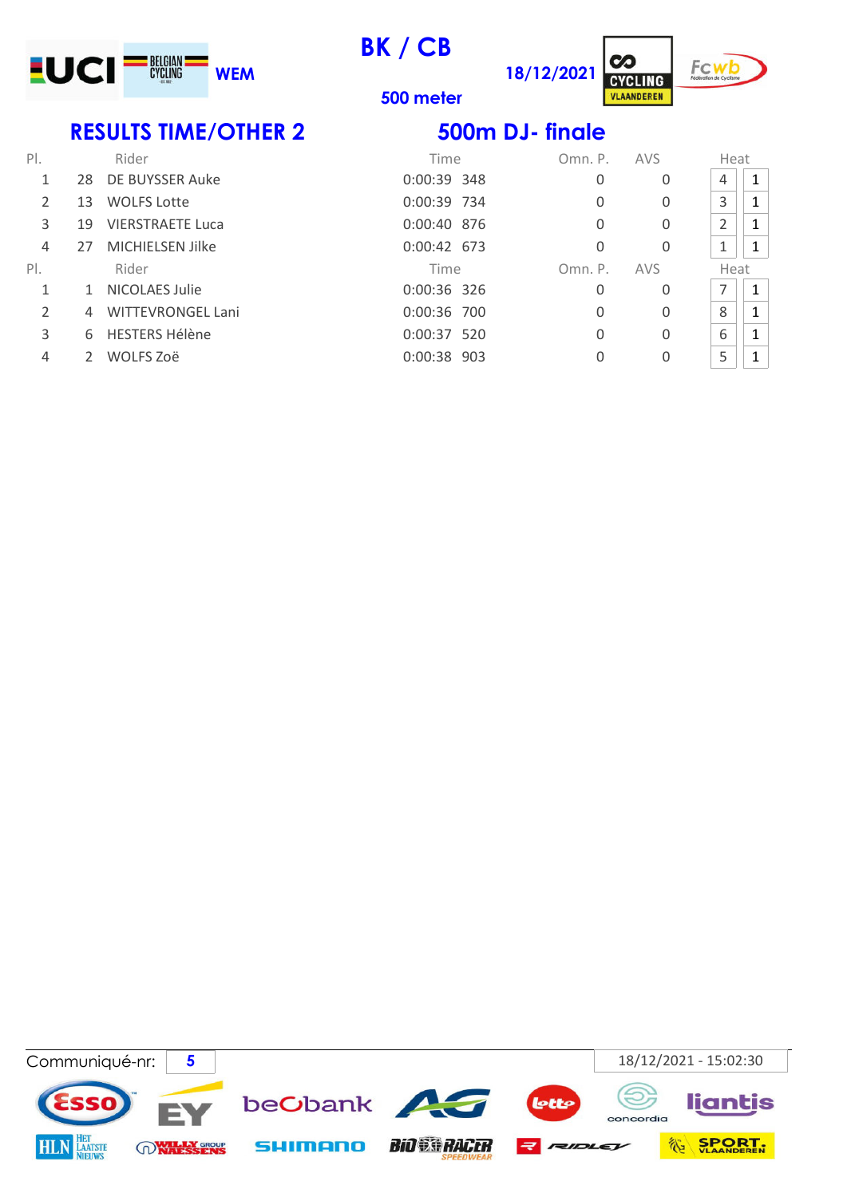WEM

# BK / CB

500 meter

18/12/2021

## RESULTS TIME/OTHER 2

## 500m DJ- finale

| Pl. | | Rider | Time | | Omn. P. | AVS | Heat | |
|---|---|---|---|---|---|---|---|---|
| 1 | 28 | DE BUYSSER Auke | 0:00:39 | 348 | 0 | 0 | 4 | 1 |
| 2 | 13 | WOLFS Lotte | 0:00:39 | 734 | 0 | 0 | 3 | 1 |
| 3 | 19 | VIERSTRAETE Luca | 0:00:40 | 876 | 0 | 0 | 2 | 1 |
| 4 | 27 | MICHIELSEN Jilke | 0:00:42 | 673 | 0 | 0 | 1 | 1 |

| Pl. | | Rider | Time | | Omn. P. | AVS | Heat | |
|---|---|---|---|---|---|---|---|---|
| 1 | 1 | NICOLAES Julie | 0:00:36 | 326 | 0 | 0 | 7 | 1 |
| 2 | 4 | WITTEVRONGEL Lani | 0:00:36 | 700 | 0 | 0 | 8 | 1 |
| 3 | 6 | HESTERS Hélène | 0:00:37 | 520 | 0 | 0 | 6 | 1 |
| 4 | 2 | WOLFS Zoë | 0:00:38 | 903 | 0 | 0 | 5 | 1 |

Communiqué-nr: 5

18/12/2021 - 15:02:30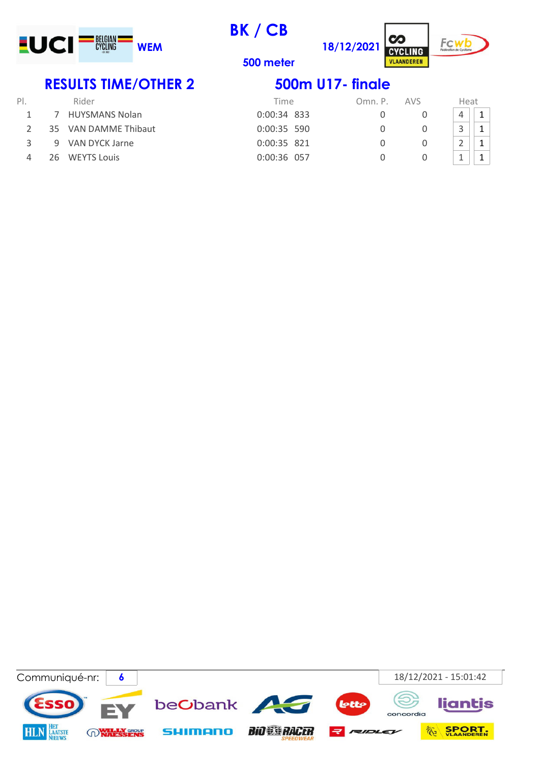WEM

# BK / CB

500 meter

18/12/2021

## RESULTS TIME/OTHER 2

## 500m U17- finale

| Pl. | | Rider | Time | Omn. P. | AVS | Heat | |
|---|---|---|---|---|---|---|---|
| 1 | 7 | HUYSMANS Nolan | 0:00:34 833 | 0 | 0 | 4 | 1 |
| 2 | 35 | VAN DAMME Thibaut | 0:00:35 590 | 0 | 0 | 3 | 1 |
| 3 | 9 | VAN DYCK Jarne | 0:00:35 821 | 0 | 0 | 2 | 1 |
| 4 | 26 | WEYTS Louis | 0:00:36 057 | 0 | 0 | 1 | 1 |

Communiqué-nr: 6

18/12/2021 - 15:01:42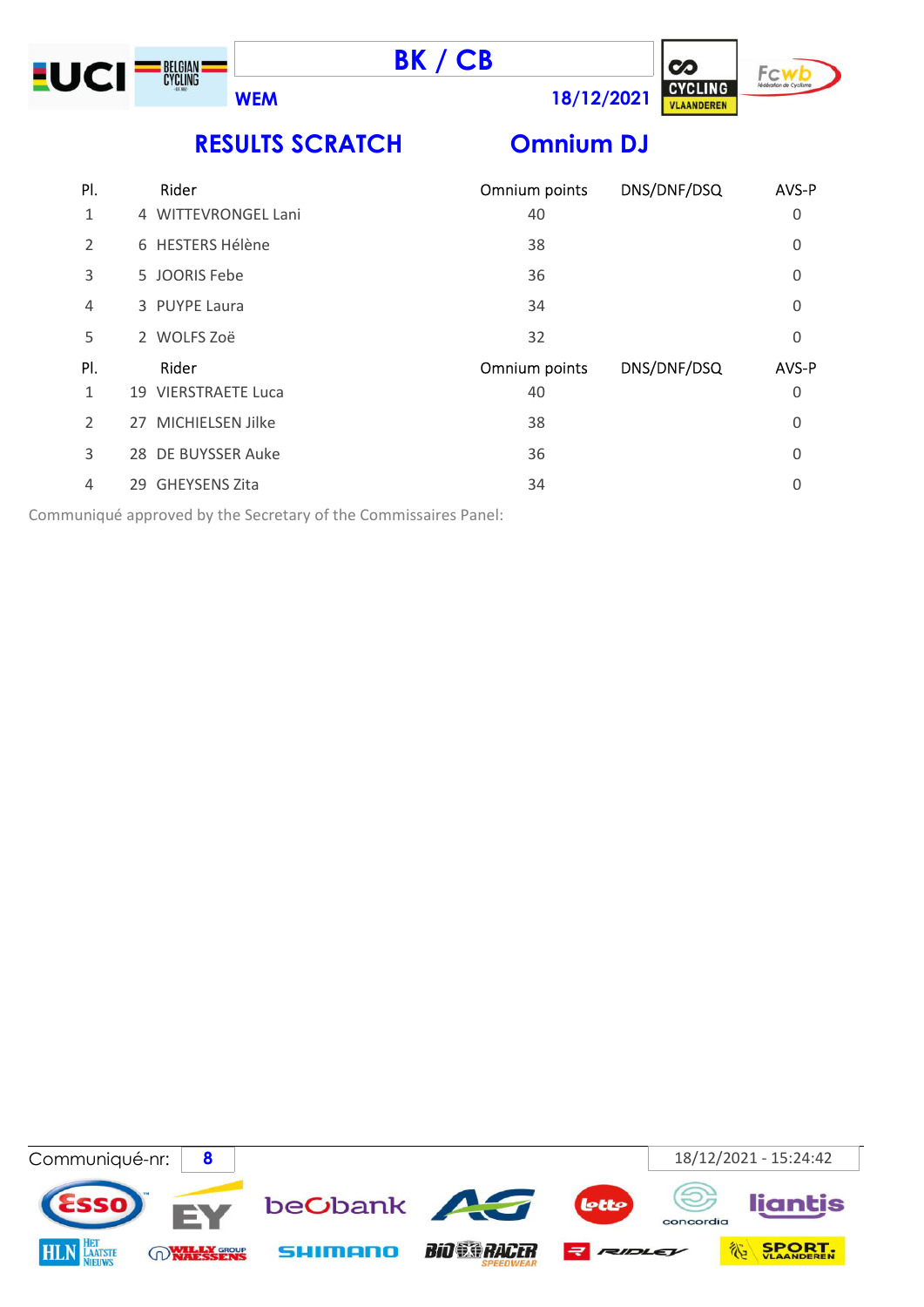# BK / CB

**WEM** **18/12/2021**

## RESULTS SCRATCH — Omnium DJ

| Pl. | Rider | Omnium points | DNS/DNF/DSQ | AVS-P |
|---|---|---|---|---|
| 1 | 4 WITTEVRONGEL Lani | 40 | | 0 |
| 2 | 6 HESTERS Hélène | 38 | | 0 |
| 3 | 5 JOORIS Febe | 36 | | 0 |
| 4 | 3 PUYPE Laura | 34 | | 0 |
| 5 | 2 WOLFS Zoë | 32 | | 0 |

| Pl. | Rider | Omnium points | DNS/DNF/DSQ | AVS-P |
|---|---|---|---|---|
| 1 | 19 VIERSTRAETE Luca | 40 | | 0 |
| 2 | 27 MICHIELSEN Jilke | 38 | | 0 |
| 3 | 28 DE BUYSSER Auke | 36 | | 0 |
| 4 | 29 GHEYSENS Zita | 34 | | 0 |

Communiqué approved by the Secretary of the Commissaires Panel:

Communiqué-nr: **8** 18/12/2021 - 15:24:42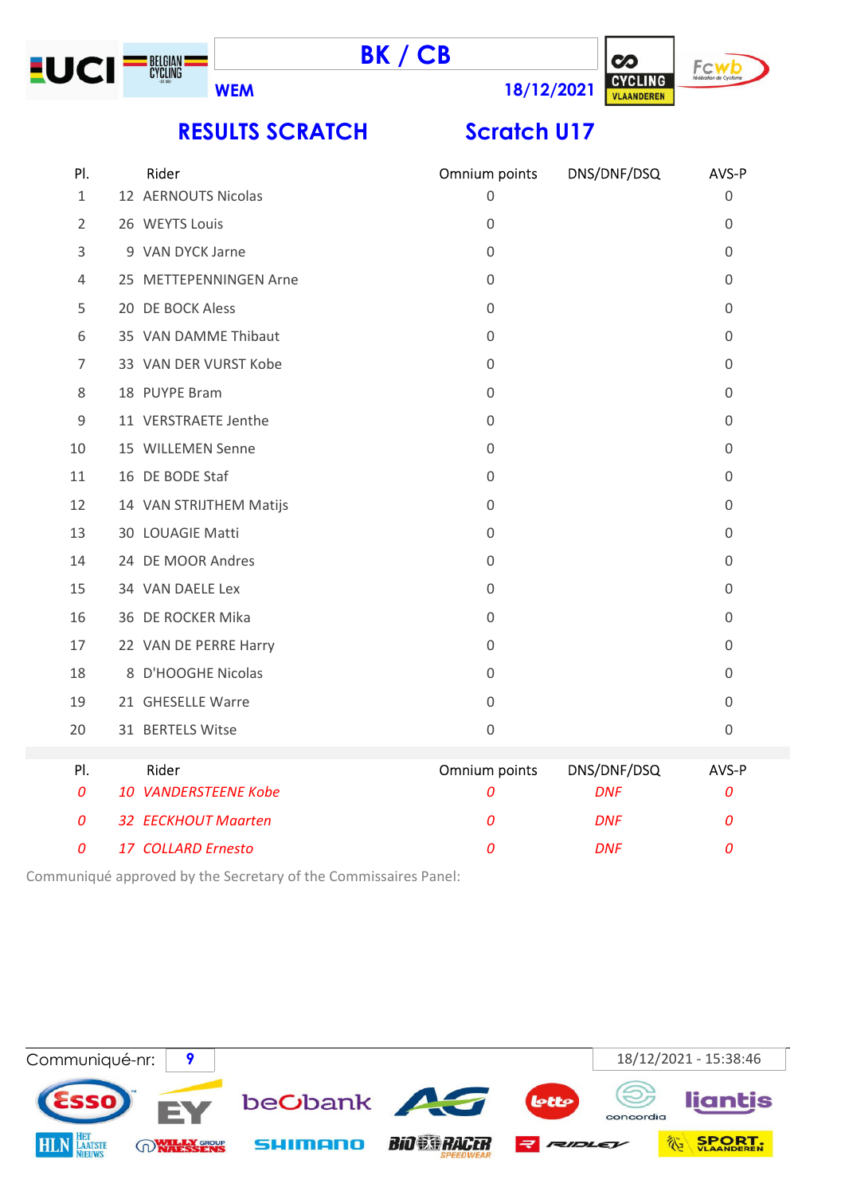# BK / CB

**WEM** **18/12/2021**

## RESULTS SCRATCH Scratch U17

| Pl. | Rider | Omnium points | DNS/DNF/DSQ | AVS-P |
|---|---|---|---|---|
| 1 | 12 AERNOUTS Nicolas | 0 | | 0 |
| 2 | 26 WEYTS Louis | 0 | | 0 |
| 3 | 9 VAN DYCK Jarne | 0 | | 0 |
| 4 | 25 METTEPENNINGEN Arne | 0 | | 0 |
| 5 | 20 DE BOCK Aless | 0 | | 0 |
| 6 | 35 VAN DAMME Thibaut | 0 | | 0 |
| 7 | 33 VAN DER VURST Kobe | 0 | | 0 |
| 8 | 18 PUYPE Bram | 0 | | 0 |
| 9 | 11 VERSTRAETE Jenthe | 0 | | 0 |
| 10 | 15 WILLEMEN Senne | 0 | | 0 |
| 11 | 16 DE BODE Staf | 0 | | 0 |
| 12 | 14 VAN STRIJTHEM Matijs | 0 | | 0 |
| 13 | 30 LOUAGIE Matti | 0 | | 0 |
| 14 | 24 DE MOOR Andres | 0 | | 0 |
| 15 | 34 VAN DAELE Lex | 0 | | 0 |
| 16 | 36 DE ROCKER Mika | 0 | | 0 |
| 17 | 22 VAN DE PERRE Harry | 0 | | 0 |
| 18 | 8 D'HOOGHE Nicolas | 0 | | 0 |
| 19 | 21 GHESELLE Warre | 0 | | 0 |
| 20 | 31 BERTELS Witse | 0 | | 0 |

| Pl. | Rider | Omnium points | DNS/DNF/DSQ | AVS-P |
|---|---|---|---|---|
| *0* | *10 VANDERSTEENE Kobe* | *0* | *DNF* | *0* |
| *0* | *32 EECKHOUT Maarten* | *0* | *DNF* | *0* |
| *0* | *17 COLLARD Ernesto* | *0* | *DNF* | *0* |

Communiqué approved by the Secretary of the Commissaires Panel:

Communiqué-nr: **9** 18/12/2021 - 15:38:46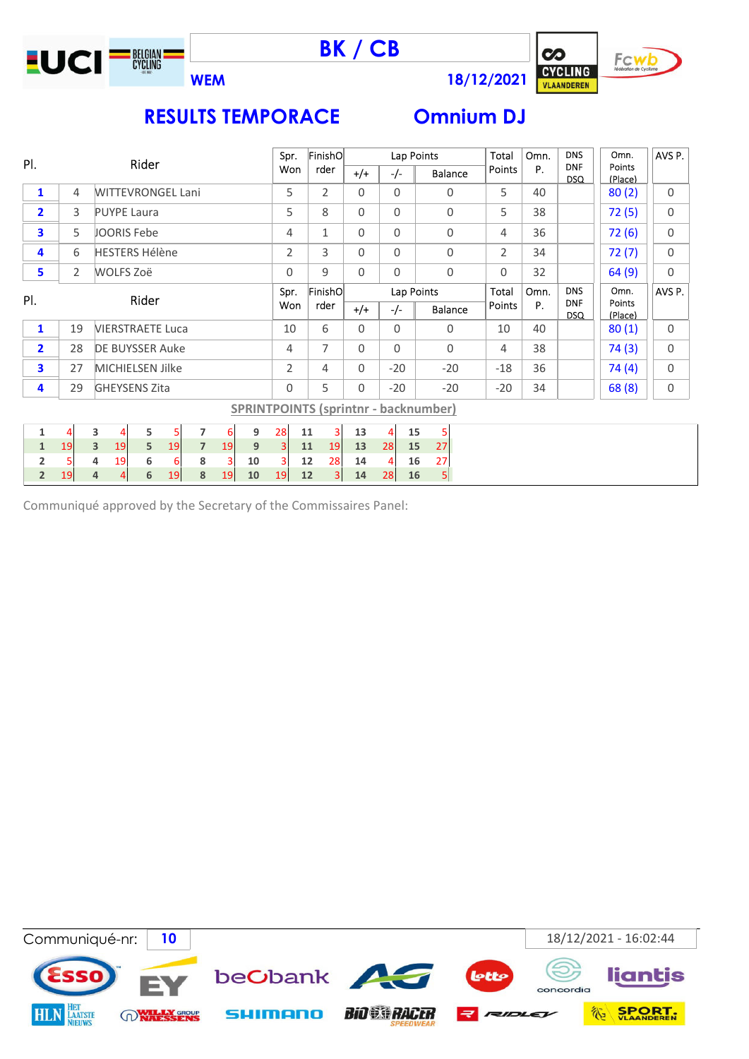# BK / CB

WEM 18/12/2021

## RESULTS TEMPORACE Omnium DJ

| Pl. | | Rider | Spr. Won | Finishorder | Lap Points +/+ | Lap Points -/- | Lap Points Balance | Total Points | Omn. P. | DNS DNF DSQ | Omn. Points (Place) | AVS P. |
|---|---|---|---|---|---|---|---|---|---|---|---|---|
| 1 | 4 | WITTEVRONGEL Lani | 5 | 2 | 0 | 0 | 0 | 5 | 40 | | 80 (2) | 0 |
| 2 | 3 | PUYPE Laura | 5 | 8 | 0 | 0 | 0 | 5 | 38 | | 72 (5) | 0 |
| 3 | 5 | JOORIS Febe | 4 | 1 | 0 | 0 | 0 | 4 | 36 | | 72 (6) | 0 |
| 4 | 6 | HESTERS Hélène | 2 | 3 | 0 | 0 | 0 | 2 | 34 | | 72 (7) | 0 |
| 5 | 2 | WOLFS Zoë | 0 | 9 | 0 | 0 | 0 | 0 | 32 | | 64 (9) | 0 |

| Pl. | | Rider | Spr. Won | Finishorder | Lap Points +/+ | Lap Points -/- | Lap Points Balance | Total Points | Omn. P. | DNS DNF DSQ | Omn. Points (Place) | AVS P. |
|---|---|---|---|---|---|---|---|---|---|---|---|---|
| 1 | 19 | VIERSTRAETE Luca | 10 | 6 | 0 | 0 | 0 | 10 | 40 | | 80 (1) | 0 |
| 2 | 28 | DE BUYSSER Auke | 4 | 7 | 0 | 0 | 0 | 4 | 38 | | 74 (3) | 0 |
| 3 | 27 | MICHIELSEN Jilke | 2 | 4 | 0 | -20 | -20 | -18 | 36 | | 74 (4) | 0 |
| 4 | 29 | GHEYSENS Zita | 0 | 5 | 0 | -20 | -20 | -20 | 34 | | 68 (8) | 0 |

**SPRINTPOINTS (sprintnr - backnumber)**

| | | | | | | | | | | | | | | | |
|---|---|---|---|---|---|---|---|---|---|---|---|---|---|---|---|
| 1 | 4 | 3 | 4 | 5 | 5 | 7 | 6 | 9 | 28 | 11 | 3 | 13 | 4 | 15 | 5 |
| 1 | 19 | 3 | 19 | 5 | 19 | 7 | 19 | 9 | 3 | 11 | 19 | 13 | 28 | 15 | 27 |
| 2 | 5 | 4 | 19 | 6 | 6 | 8 | 3 | 10 | 3 | 12 | 28 | 14 | 4 | 16 | 27 |
| 2 | 19 | 4 | 4 | 6 | 19 | 8 | 19 | 10 | 19 | 12 | 3 | 14 | 28 | 16 | 5 |

Communiqué approved by the Secretary of the Commissaires Panel:

Communiqué-nr: 10 18/12/2021 - 16:02:44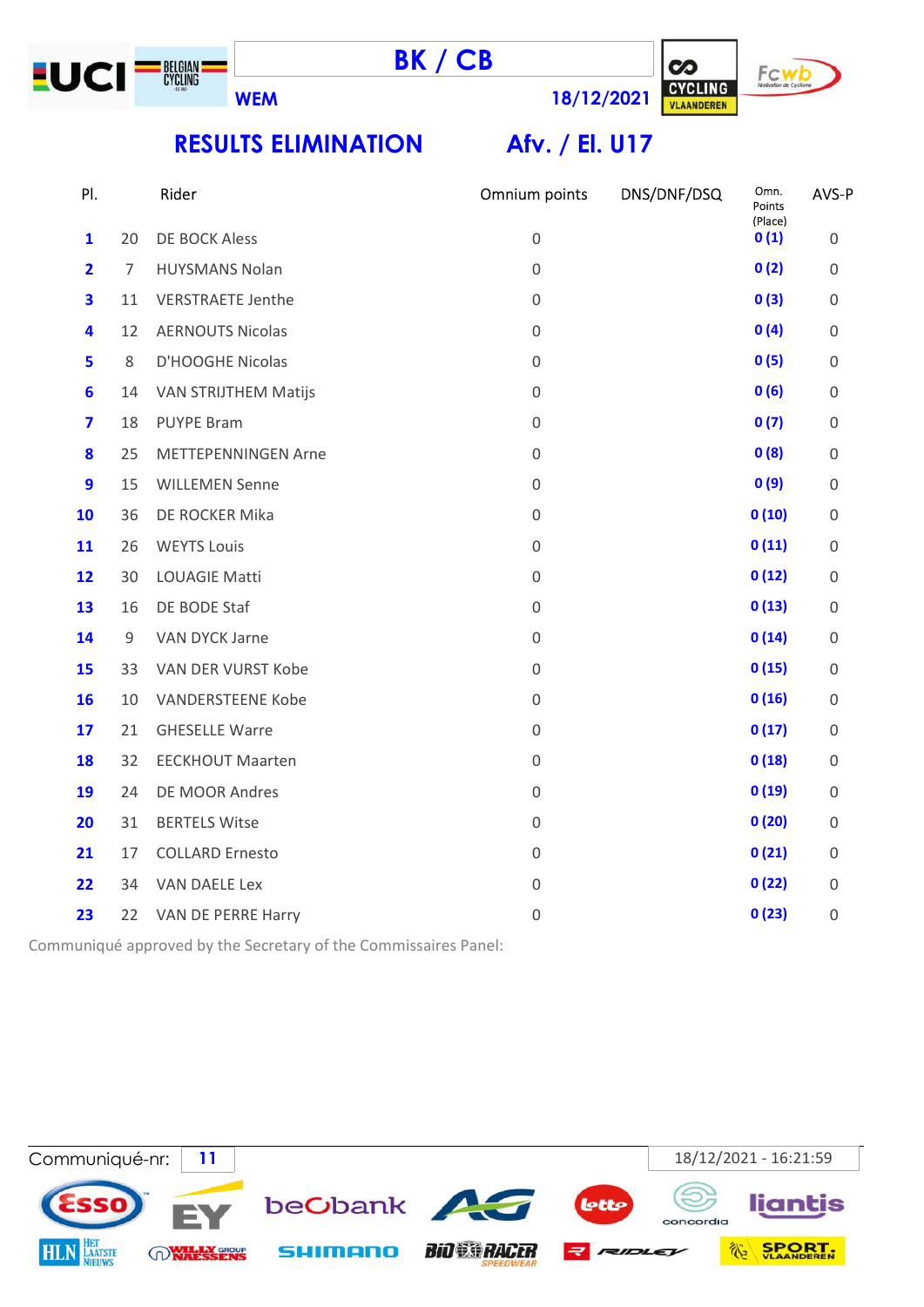# BK / CB

WEM 18/12/2021

## RESULTS ELIMINATION Afv. / El. U17

| Pl. | | Rider | Omnium points | DNS/DNF/DSQ | Omn. Points (Place) | AVS-P |
|---|---|---|---|---|---|---|
| 1 | 20 | DE BOCK Aless | 0 | | 0 (1) | 0 |
| 2 | 7 | HUYSMANS Nolan | 0 | | 0 (2) | 0 |
| 3 | 11 | VERSTRAETE Jenthe | 0 | | 0 (3) | 0 |
| 4 | 12 | AERNOUTS Nicolas | 0 | | 0 (4) | 0 |
| 5 | 8 | D'HOOGHE Nicolas | 0 | | 0 (5) | 0 |
| 6 | 14 | VAN STRIJTHEM Matijs | 0 | | 0 (6) | 0 |
| 7 | 18 | PUYPE Bram | 0 | | 0 (7) | 0 |
| 8 | 25 | METTEPENNINGEN Arne | 0 | | 0 (8) | 0 |
| 9 | 15 | WILLEMEN Senne | 0 | | 0 (9) | 0 |
| 10 | 36 | DE ROCKER Mika | 0 | | 0 (10) | 0 |
| 11 | 26 | WEYTS Louis | 0 | | 0 (11) | 0 |
| 12 | 30 | LOUAGIE Matti | 0 | | 0 (12) | 0 |
| 13 | 16 | DE BODE Staf | 0 | | 0 (13) | 0 |
| 14 | 9 | VAN DYCK Jarne | 0 | | 0 (14) | 0 |
| 15 | 33 | VAN DER VURST Kobe | 0 | | 0 (15) | 0 |
| 16 | 10 | VANDERSTEENE Kobe | 0 | | 0 (16) | 0 |
| 17 | 21 | GHESELLE Warre | 0 | | 0 (17) | 0 |
| 18 | 32 | EECKHOUT Maarten | 0 | | 0 (18) | 0 |
| 19 | 24 | DE MOOR Andres | 0 | | 0 (19) | 0 |
| 20 | 31 | BERTELS Witse | 0 | | 0 (20) | 0 |
| 21 | 17 | COLLARD Ernesto | 0 | | 0 (21) | 0 |
| 22 | 34 | VAN DAELE Lex | 0 | | 0 (22) | 0 |
| 23 | 22 | VAN DE PERRE Harry | 0 | | 0 (23) | 0 |

Communiqué approved by the Secretary of the Commissaires Panel:

Communiqué-nr: 11 18/12/2021 - 16:21:59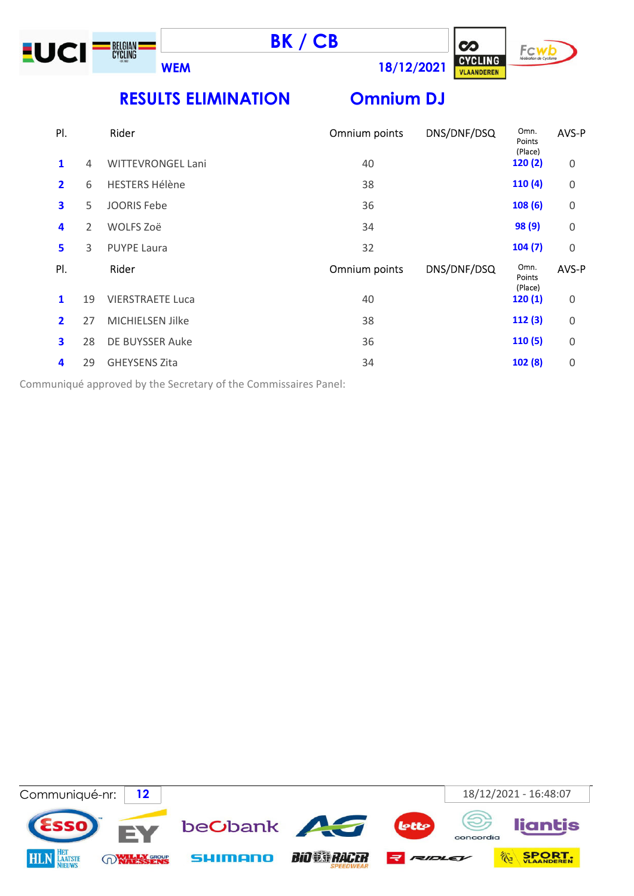# BK / CB

**WEM** **18/12/2021**

## RESULTS ELIMINATION Omnium DJ

| Pl. | | Rider | Omnium points | DNS/DNF/DSQ | Omn. Points (Place) | AVS-P |
|---|---|---|---|---|---|---|
| **1** | 4 | WITTEVRONGEL Lani | 40 | | **120 (2)** | 0 |
| **2** | 6 | HESTERS Hélène | 38 | | **110 (4)** | 0 |
| **3** | 5 | JOORIS Febe | 36 | | **108 (6)** | 0 |
| **4** | 2 | WOLFS Zoë | 34 | | **98 (9)** | 0 |
| **5** | 3 | PUYPE Laura | 32 | | **104 (7)** | 0 |

| Pl. | | Rider | Omnium points | DNS/DNF/DSQ | Omn. Points (Place) | AVS-P |
|---|---|---|---|---|---|---|
| **1** | 19 | VIERSTRAETE Luca | 40 | | **120 (1)** | 0 |
| **2** | 27 | MICHIELSEN Jilke | 38 | | **112 (3)** | 0 |
| **3** | 28 | DE BUYSSER Auke | 36 | | **110 (5)** | 0 |
| **4** | 29 | GHEYSENS Zita | 34 | | **102 (8)** | 0 |

Communiqué approved by the Secretary of the Commissaires Panel:

Communiqué-nr: **12** 18/12/2021 - 16:48:07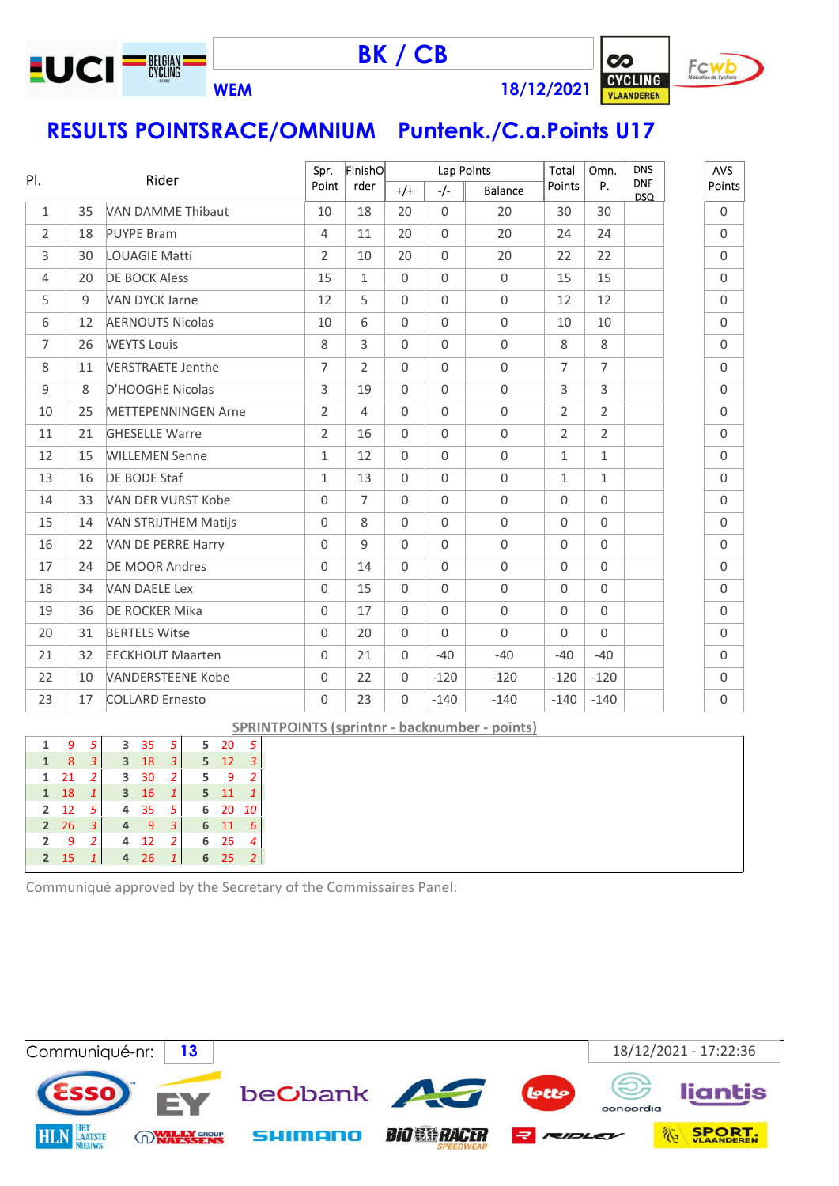**BK / CB**

**WEM** **18/12/2021**

## RESULTS POINTSRACE/OMNIUM Puntenk./C.a.Points U17

| Pl. | | Rider | Spr. Point | FinishOrder | Lap Points +/+ | Lap Points -/- | Lap Points Balance | Total Points | Omn. P. | DNS DNF DSQ | AVS Points |
|---|---|---|---|---|---|---|---|---|---|---|---|
| 1 | 35 | VAN DAMME Thibaut | 10 | 18 | 20 | 0 | 20 | 30 | 30 | | 0 |
| 2 | 18 | PUYPE Bram | 4 | 11 | 20 | 0 | 20 | 24 | 24 | | 0 |
| 3 | 30 | LOUAGIE Matti | 2 | 10 | 20 | 0 | 20 | 22 | 22 | | 0 |
| 4 | 20 | DE BOCK Aless | 15 | 1 | 0 | 0 | 0 | 15 | 15 | | 0 |
| 5 | 9 | VAN DYCK Jarne | 12 | 5 | 0 | 0 | 0 | 12 | 12 | | 0 |
| 6 | 12 | AERNOUTS Nicolas | 10 | 6 | 0 | 0 | 0 | 10 | 10 | | 0 |
| 7 | 26 | WEYTS Louis | 8 | 3 | 0 | 0 | 0 | 8 | 8 | | 0 |
| 8 | 11 | VERSTRAETE Jenthe | 7 | 2 | 0 | 0 | 0 | 7 | 7 | | 0 |
| 9 | 8 | D'HOOGHE Nicolas | 3 | 19 | 0 | 0 | 0 | 3 | 3 | | 0 |
| 10 | 25 | METTEPENNINGEN Arne | 2 | 4 | 0 | 0 | 0 | 2 | 2 | | 0 |
| 11 | 21 | GHESELLE Warre | 2 | 16 | 0 | 0 | 0 | 2 | 2 | | 0 |
| 12 | 15 | WILLEMEN Senne | 1 | 12 | 0 | 0 | 0 | 1 | 1 | | 0 |
| 13 | 16 | DE BODE Staf | 1 | 13 | 0 | 0 | 0 | 1 | 1 | | 0 |
| 14 | 33 | VAN DER VURST Kobe | 0 | 7 | 0 | 0 | 0 | 0 | 0 | | 0 |
| 15 | 14 | VAN STRIJTHEM Matijs | 0 | 8 | 0 | 0 | 0 | 0 | 0 | | 0 |
| 16 | 22 | VAN DE PERRE Harry | 0 | 9 | 0 | 0 | 0 | 0 | 0 | | 0 |
| 17 | 24 | DE MOOR Andres | 0 | 14 | 0 | 0 | 0 | 0 | 0 | | 0 |
| 18 | 34 | VAN DAELE Lex | 0 | 15 | 0 | 0 | 0 | 0 | 0 | | 0 |
| 19 | 36 | DE ROCKER Mika | 0 | 17 | 0 | 0 | 0 | 0 | 0 | | 0 |
| 20 | 31 | BERTELS Witse | 0 | 20 | 0 | 0 | 0 | 0 | 0 | | 0 |
| 21 | 32 | EECKHOUT Maarten | 0 | 21 | 0 | -40 | -40 | -40 | -40 | | 0 |
| 22 | 10 | VANDERSTEENE Kobe | 0 | 22 | 0 | -120 | -120 | -120 | -120 | | 0 |
| 23 | 17 | COLLARD Ernesto | 0 | 23 | 0 | -140 | -140 | -140 | -140 | | 0 |

**SPRINTPOINTS (sprintnr - backnumber - points)**

| | | | | | | | | |
|---|---|---|---|---|---|---|---|---|
| 1 | 9 | 5 | 3 | 35 | 5 | 5 | 20 | 5 |
| 1 | 8 | 3 | 3 | 18 | 3 | 5 | 12 | 3 |
| 1 | 21 | 2 | 3 | 30 | 2 | 5 | 9 | 2 |
| 1 | 18 | 1 | 3 | 16 | 1 | 5 | 11 | 1 |
| 2 | 12 | 5 | 4 | 35 | 5 | 6 | 20 | 10 |
| 2 | 26 | 3 | 4 | 9 | 3 | 6 | 11 | 6 |
| 2 | 9 | 2 | 4 | 12 | 2 | 6 | 26 | 4 |
| 2 | 15 | 1 | 4 | 26 | 1 | 6 | 25 | 2 |

Communiqué approved by the Secretary of the Commissaires Panel:

Communiqué-nr: **13**

18/12/2021 - 17:22:36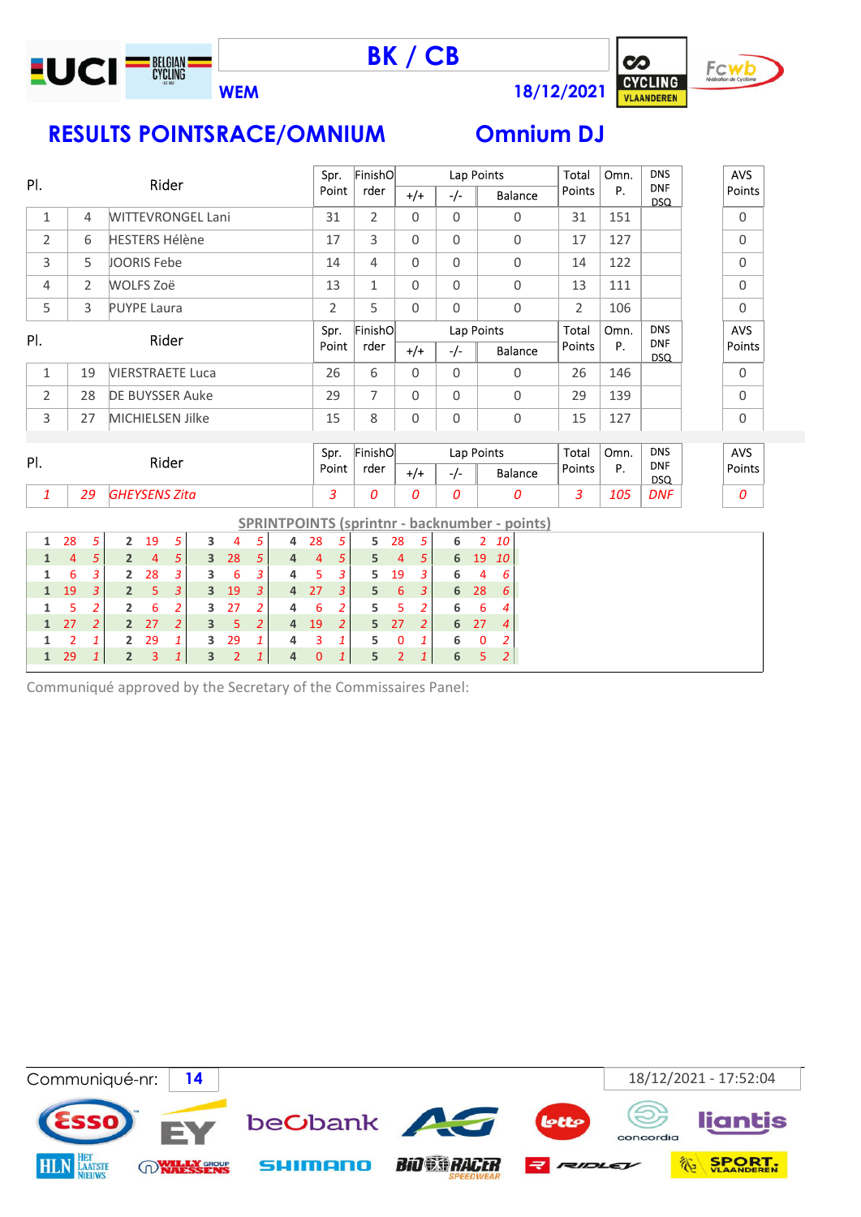BK / CB

WEM 18/12/2021

## RESULTS POINTSRACE/OMNIUM

## Omnium DJ

| Pl. | | Rider | Spr. Point | Finish Order | Lap Points +/+ | Lap Points -/- | Lap Points Balance | Total Points | Omn. P. | DNS DNF DSQ | AVS Points |
|---|---|---|---|---|---|---|---|---|---|---|---|
| 1 | 4 | WITTEVRONGEL Lani | 31 | 2 | 0 | 0 | 0 | 31 | 151 | | 0 |
| 2 | 6 | HESTERS Hélène | 17 | 3 | 0 | 0 | 0 | 17 | 127 | | 0 |
| 3 | 5 | JOORIS Febe | 14 | 4 | 0 | 0 | 0 | 14 | 122 | | 0 |
| 4 | 2 | WOLFS Zoë | 13 | 1 | 0 | 0 | 0 | 13 | 111 | | 0 |
| 5 | 3 | PUYPE Laura | 2 | 5 | 0 | 0 | 0 | 2 | 106 | | 0 |

| Pl. | | Rider | Spr. Point | Finish Order | Lap Points +/+ | Lap Points -/- | Lap Points Balance | Total Points | Omn. P. | DNS DNF DSQ | AVS Points |
|---|---|---|---|---|---|---|---|---|---|---|---|
| 1 | 19 | VIERSTRAETE Luca | 26 | 6 | 0 | 0 | 0 | 26 | 146 | | 0 |
| 2 | 28 | DE BUYSSER Auke | 29 | 7 | 0 | 0 | 0 | 29 | 139 | | 0 |
| 3 | 27 | MICHIELSEN Jilke | 15 | 8 | 0 | 0 | 0 | 15 | 127 | | 0 |

| Pl. | | Rider | Spr. Point | Finish Order | Lap Points +/+ | Lap Points -/- | Lap Points Balance | Total Points | Omn. P. | DNS DNF DSQ | AVS Points |
|---|---|---|---|---|---|---|---|---|---|---|---|
| *1* | *29* | *GHEYSENS Zita* | *3* | *0* | *0* | *0* | *0* | *3* | *105* | *DNF* | *0* |

**SPRINTPOINTS (sprintnr - backnumber - points)**

| | | | | | | | | | | | | | | | | | |
|---|---|---|---|---|---|---|---|---|---|---|---|---|---|---|---|---|---|
| 1 | 28 | 5 | 2 | 19 | 5 | 3 | 4 | 5 | 4 | 28 | 5 | 5 | 28 | 5 | 6 | 2 | 10 |
| 1 | 4 | 5 | 2 | 4 | 5 | 3 | 28 | 5 | 4 | 4 | 5 | 5 | 4 | 5 | 6 | 19 | 10 |
| 1 | 6 | 3 | 2 | 28 | 3 | 3 | 6 | 3 | 4 | 5 | 3 | 5 | 19 | 3 | 6 | 4 | 6 |
| 1 | 19 | 3 | 2 | 5 | 3 | 3 | 19 | 3 | 4 | 27 | 3 | 5 | 6 | 3 | 6 | 28 | 6 |
| 1 | 5 | 2 | 2 | 6 | 2 | 3 | 27 | 2 | 4 | 6 | 2 | 5 | 5 | 2 | 6 | 6 | 4 |
| 1 | 27 | 2 | 2 | 27 | 2 | 3 | 5 | 2 | 4 | 19 | 2 | 5 | 27 | 2 | 6 | 27 | 4 |
| 1 | 2 | 1 | 2 | 29 | 1 | 3 | 29 | 1 | 4 | 3 | 1 | 5 | 0 | 1 | 6 | 0 | 2 |
| 1 | 29 | 1 | 2 | 3 | 1 | 3 | 2 | 1 | 4 | 0 | 1 | 5 | 2 | 1 | 6 | 5 | 2 |

Communiqué approved by the Secretary of the Commissaires Panel:

Communiqué-nr: 14

18/12/2021 - 17:52:04